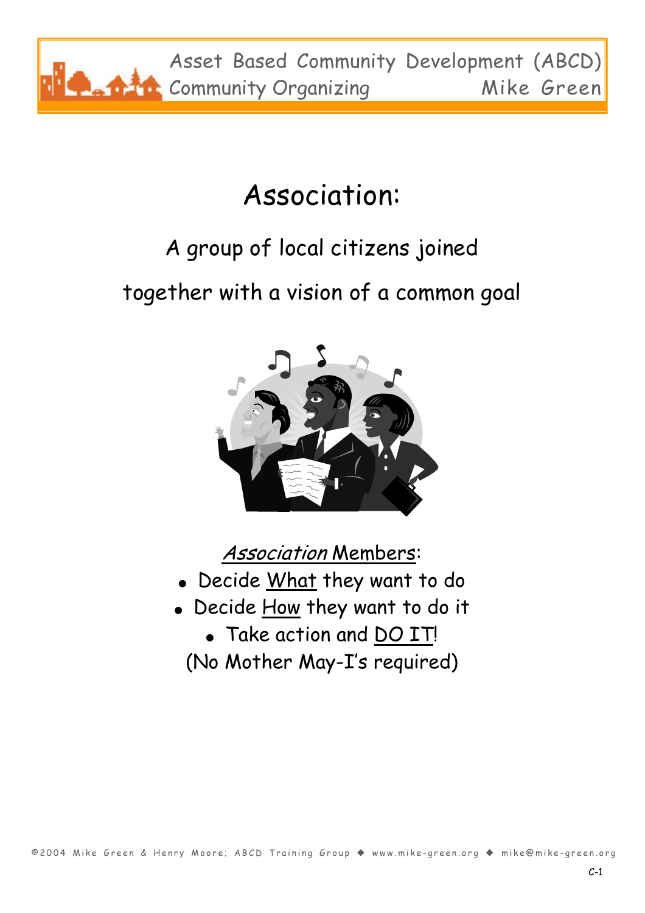# Association:

A group of local citizens joined together with a vision of a common goal

*Association* Members:

- Decide What they want to do
- Decide How they want to do it
- Take action and DO IT!

(No Mother May-I's required)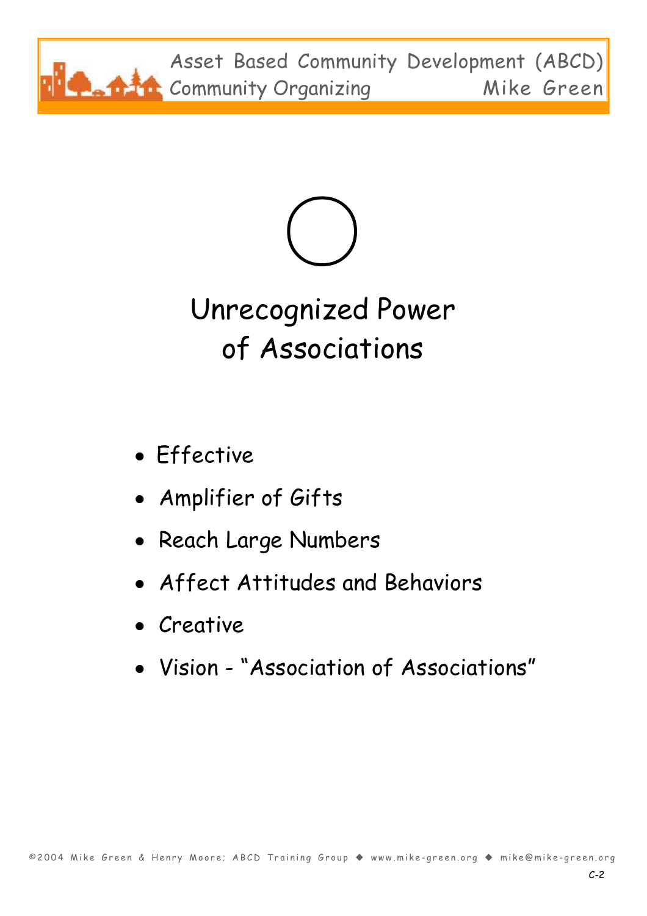# Unrecognized Power of Associations

- Effective
- Amplifier of Gifts
- Reach Large Numbers
- Affect Attitudes and Behaviors
- Creative
- Vision - "Association of Associations"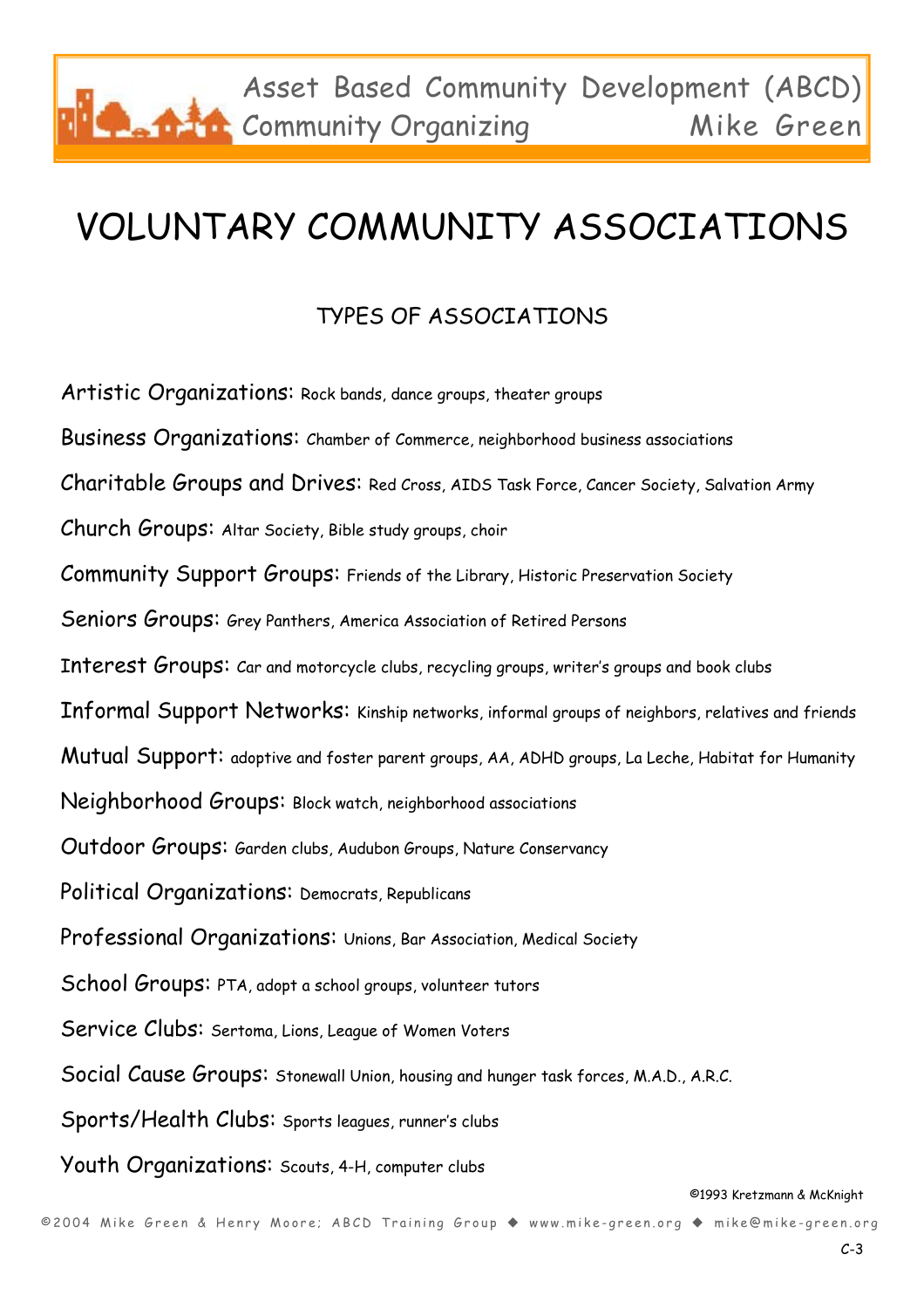# VOLUNTARY COMMUNITY ASSOCIATIONS

## TYPES OF ASSOCIATIONS

Artistic Organizations: Rock bands, dance groups, theater groups

Business Organizations: Chamber of Commerce, neighborhood business associations

Charitable Groups and Drives: Red Cross, AIDS Task Force, Cancer Society, Salvation Army

Church Groups: Altar Society, Bible study groups, choir

Community Support Groups: Friends of the Library, Historic Preservation Society

Seniors Groups: Grey Panthers, America Association of Retired Persons

Interest Groups: Car and motorcycle clubs, recycling groups, writer's groups and book clubs

Informal Support Networks: Kinship networks, informal groups of neighbors, relatives and friends

Mutual Support: adoptive and foster parent groups, AA, ADHD groups, La Leche, Habitat for Humanity

Neighborhood Groups: Block watch, neighborhood associations

Outdoor Groups: Garden clubs, Audubon Groups, Nature Conservancy

Political Organizations: Democrats, Republicans

Professional Organizations: Unions, Bar Association, Medical Society

School Groups: PTA, adopt a school groups, volunteer tutors

Service Clubs: Sertoma, Lions, League of Women Voters

Social Cause Groups: Stonewall Union, housing and hunger task forces, M.A.D., A.R.C.

Sports/Health Clubs: Sports leagues, runner's clubs

Youth Organizations: Scouts, 4-H, computer clubs

©1993 Kretzmann & McKnight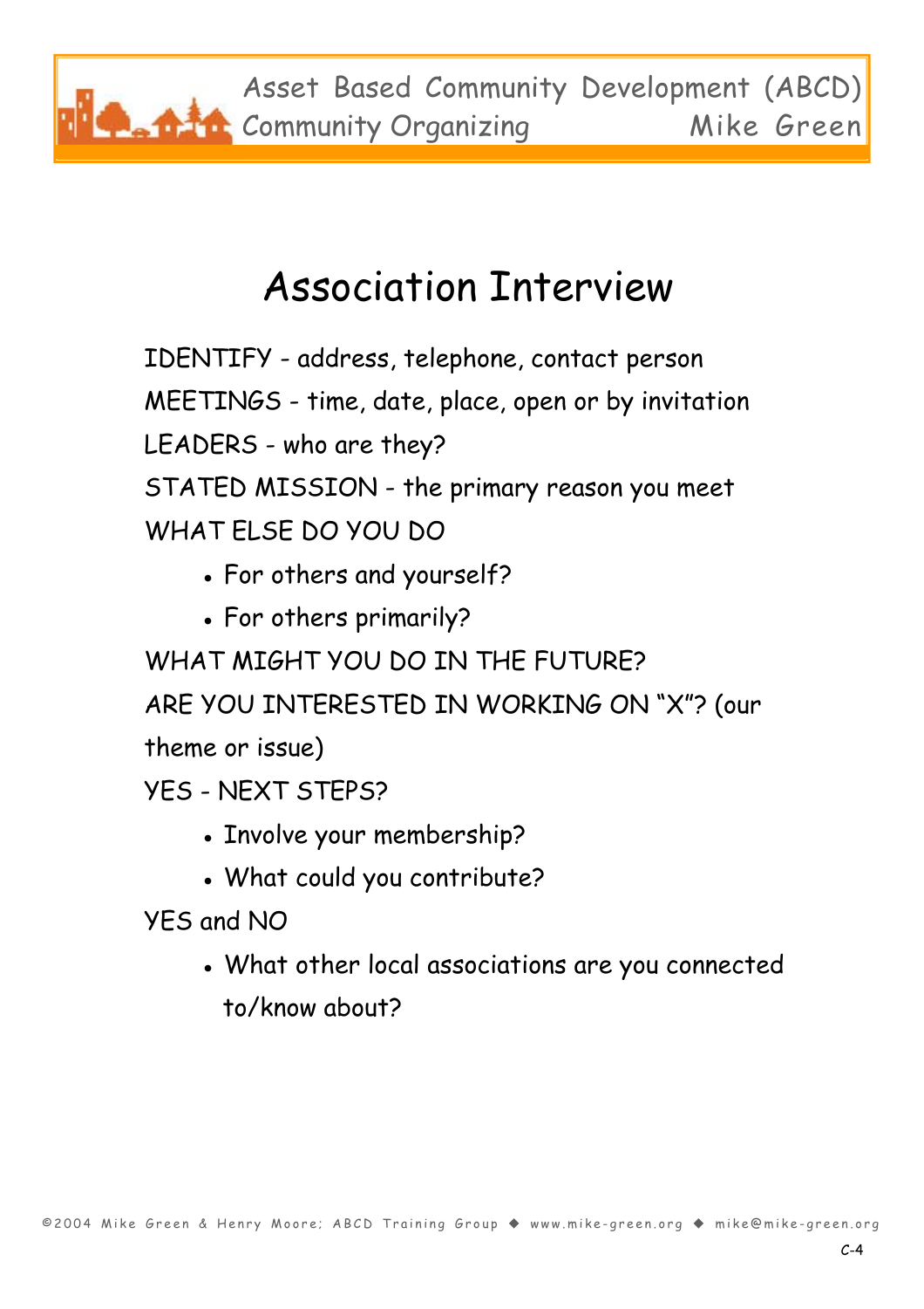# Association Interview

IDENTIFY - address, telephone, contact person

MEETINGS - time, date, place, open or by invitation

LEADERS - who are they?

STATED MISSION - the primary reason you meet

WHAT ELSE DO YOU DO

- For others and yourself?
- For others primarily?

WHAT MIGHT YOU DO IN THE FUTURE?

ARE YOU INTERESTED IN WORKING ON "X"? (our theme or issue)

YES - NEXT STEPS?

- Involve your membership?
- What could you contribute?

YES and NO

- What other local associations are you connected to/know about?

©2004 Mike Green & Henry Moore; ABCD Training Group ◆ www.mike-green.org ◆ mike@mike-green.org